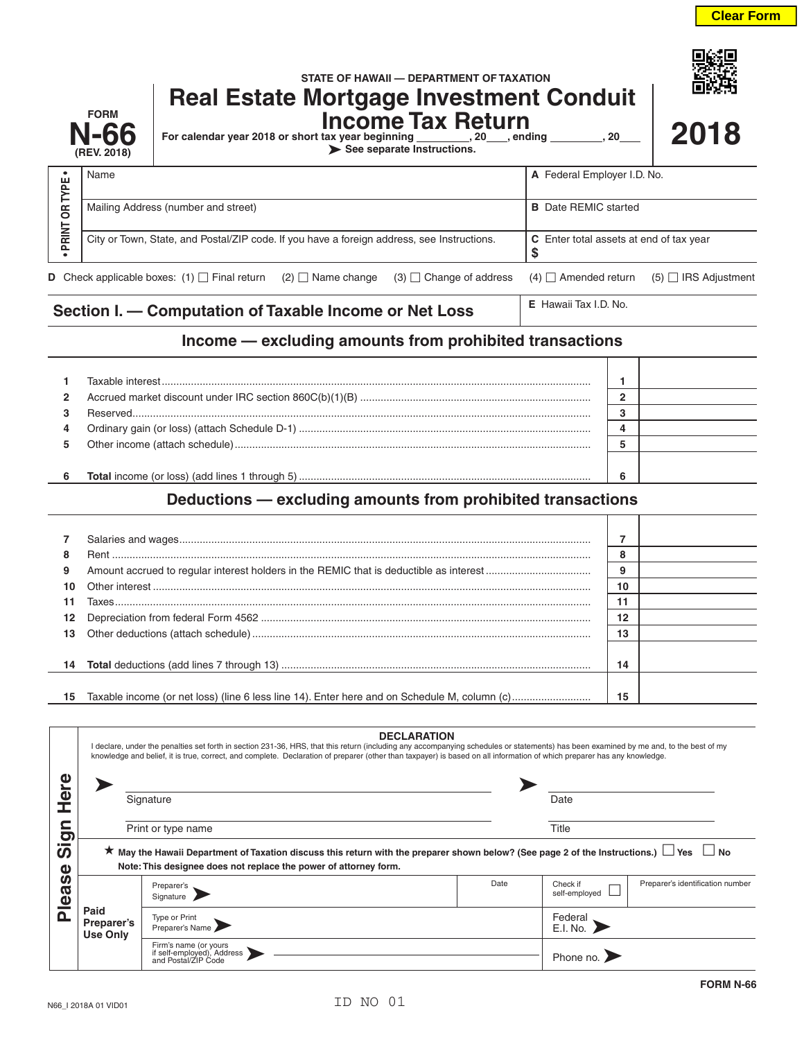STATE OF HAWAII — DEPARTMENT OF TAXATION

FORM **N-66** (REV. 2018)

# Real Estate Mortgage Investment Conduit Income Tax Return

**2018**

For calendar year 2018 or short tax year beginning ________, 20___, ending ________, 20___

➤ See separate Instructions.

| • PRINT OR TYPE • | |
|---|---|
| Name | A Federal Employer I.D. No. |
| Mailing Address (number and street) | B Date REMIC started |
| City or Town, State, and Postal/ZIP code. If you have a foreign address, see Instructions. | C Enter total assets at end of tax year $ |

**D** Check applicable boxes: (1) ☐ Final return (2) ☐ Name change (3) ☐ Change of address (4) ☐ Amended return (5) ☐ IRS Adjustment

## Section I. — Computation of Taxable Income or Net Loss

**E** Hawaii Tax I.D. No.

### Income — excluding amounts from prohibited transactions

| | | | |
|---|---|---|---|
| 1 | Taxable interest | 1 | |
| 2 | Accrued market discount under IRC section 860C(b)(1)(B) | 2 | |
| 3 | Reserved | 3 | |
| 4 | Ordinary gain (or loss) (attach Schedule D-1) | 4 | |
| 5 | Other income (attach schedule) | 5 | |
| 6 | **Total** income (or loss) (add lines 1 through 5) | 6 | |

### Deductions — excluding amounts from prohibited transactions

| | | | |
|---|---|---|---|
| 7 | Salaries and wages | 7 | |
| 8 | Rent | 8 | |
| 9 | Amount accrued to regular interest holders in the REMIC that is deductible as interest | 9 | |
| 10 | Other interest | 10 | |
| 11 | Taxes | 11 | |
| 12 | Depreciation from federal Form 4562 | 12 | |
| 13 | Other deductions (attach schedule) | 13 | |
| 14 | **Total** deductions (add lines 7 through 13) | 14 | |
| 15 | Taxable income (or net loss) (line 6 less line 14). Enter here and on Schedule M, column (c) | 15 | |

**Please Sign Here**

**DECLARATION**

I declare, under the penalties set forth in section 231-36, HRS, that this return (including any accompanying schedules or statements) has been examined by me and, to the best of my knowledge and belief, it is true, correct, and complete. Declaration of preparer (other than taxpayer) is based on all information of which preparer has any knowledge.

➤ ______________________ Signature ➤ ______________________ Date

______________________ Print or type name ______________________ Title

★ **May the Hawaii Department of Taxation discuss this return with the preparer shown below? (See page 2 of the Instructions.)** ☐ **Yes** ☐ **No**

**Note: This designee does not replace the power of attorney form.**

| **Paid Preparer's Use Only** | | | |
|---|---|---|---|
| Preparer's Signature ➤ | Date | Check if self-employed ☐ | Preparer's identification number |
| Type or Print Preparer's Name ➤ | | Federal E.I. No. ➤ | |
| Firm's name (or yours if self-employed), Address and Postal/ZIP Code ➤ | | Phone no. ➤ | |

FORM N-66

N66_I 2018A 01 VID01

ID NO 01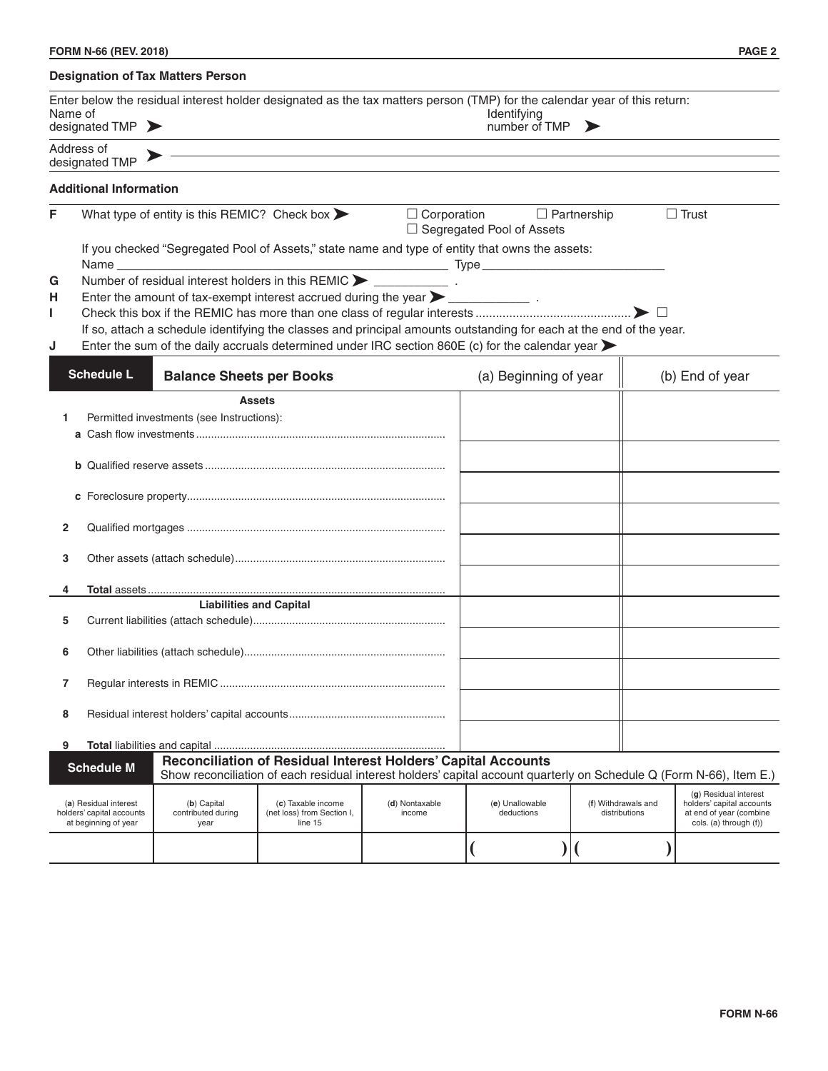## Designation of Tax Matters Person

Enter below the residual interest holder designated as the tax matters person (TMP) for the calendar year of this return:

Name of designated TMP ➤ Identifying number of TMP ➤

Address of designated TMP ➤

## Additional Information

**F** What type of entity is this REMIC? Check box ➤ ☐ Corporation ☐ Partnership ☐ Trust ☐ Segregated Pool of Assets

If you checked "Segregated Pool of Assets," state name and type of entity that owns the assets:

Name ______________________________ Type ____________________

**G** Number of residual interest holders in this REMIC ➤ __________ .

**H** Enter the amount of tax-exempt interest accrued during the year ➤ ___________ .

**I** Check this box if the REMIC has more than one class of regular interests ➤ ☐

If so, attach a schedule identifying the classes and principal amounts outstanding for each at the end of the year.

**J** Enter the sum of the daily accruals determined under IRC section 860E (c) for the calendar year ➤

| Schedule L | Balance Sheets per Books | (a) Beginning of year | (b) End of year |
|---|---|---|---|
| | **Assets** | | |
| 1 | Permitted investments (see Instructions): | | |
| | **a** Cash flow investments | | |
| | **b** Qualified reserve assets | | |
| | **c** Foreclosure property | | |
| 2 | Qualified mortgages | | |
| 3 | Other assets (attach schedule) | | |
| 4 | **Total** assets | | |
| | **Liabilities and Capital** | | |
| 5 | Current liabilities (attach schedule) | | |
| 6 | Other liabilities (attach schedule) | | |
| 7 | Regular interests in REMIC | | |
| 8 | Residual interest holders' capital accounts | | |
| 9 | **Total** liabilities and capital | | |

**Schedule M** **Reconciliation of Residual Interest Holders' Capital Accounts**

Show reconciliation of each residual interest holders' capital account quarterly on Schedule Q (Form N-66), Item E.)

| (a) Residual interest holders' capital accounts at beginning of year | (b) Capital contributed during year | (c) Taxable income (net loss) from Section I, line 15 | (d) Nontaxable income | (e) Unallowable deductions | (f) Withdrawals and distributions | (g) Residual interest holders' capital accounts at end of year (combine cols. (a) through (f)) |
|---|---|---|---|---|---|---|
| | | | | ( ) | ( ) | |